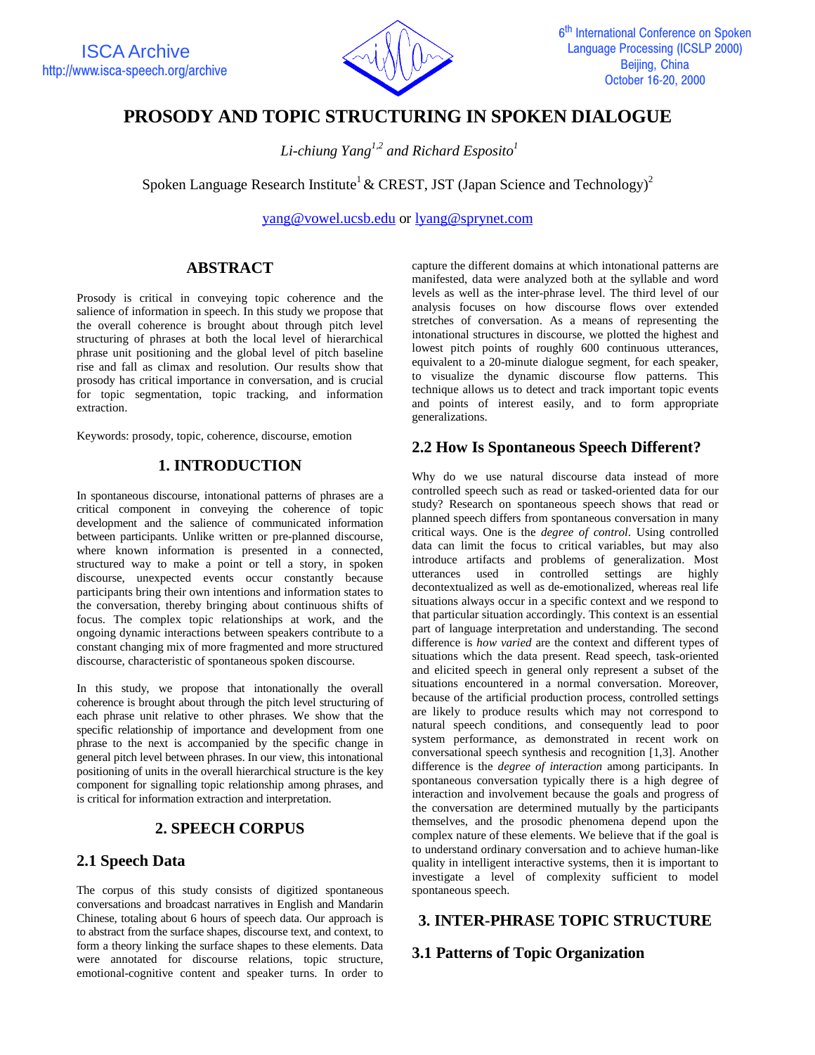# PROSODY AND TOPIC STRUCTURING IN SPOKEN DIALOGUE

*Li-chiung Yang[1,2] and Richard Esposito[1]*

Spoken Language Research Institute[1] & CREST, JST (Japan Science and Technology)[2]

yang@vowel.ucsb.edu or lyang@sprynet.com

## ABSTRACT

Prosody is critical in conveying topic coherence and the salience of information in speech. In this study we propose that the overall coherence is brought about through pitch level structuring of phrases at both the local level of hierarchical phrase unit positioning and the global level of pitch baseline rise and fall as climax and resolution. Our results show that prosody has critical importance in conversation, and is crucial for topic segmentation, topic tracking, and information extraction.

Keywords: prosody, topic, coherence, discourse, emotion

## 1. INTRODUCTION

In spontaneous discourse, intonational patterns of phrases are a critical component in conveying the coherence of topic development and the salience of communicated information between participants. Unlike written or pre-planned discourse, where known information is presented in a connected, structured way to make a point or tell a story, in spoken discourse, unexpected events occur constantly because participants bring their own intentions and information states to the conversation, thereby bringing about continuous shifts of focus. The complex topic relationships at work, and the ongoing dynamic interactions between speakers contribute to a constant changing mix of more fragmented and more structured discourse, characteristic of spontaneous spoken discourse.

In this study, we propose that intonationally the overall coherence is brought about through the pitch level structuring of each phrase unit relative to other phrases. We show that the specific relationship of importance and development from one phrase to the next is accompanied by the specific change in general pitch level between phrases. In our view, this intonational positioning of units in the overall hierarchical structure is the key component for signalling topic relationship among phrases, and is critical for information extraction and interpretation.

## 2. SPEECH CORPUS

### 2.1 Speech Data

The corpus of this study consists of digitized spontaneous conversations and broadcast narratives in English and Mandarin Chinese, totaling about 6 hours of speech data. Our approach is to abstract from the surface shapes, discourse text, and context, to form a theory linking the surface shapes to these elements. Data were annotated for discourse relations, topic structure, emotional-cognitive content and speaker turns. In order to capture the different domains at which intonational patterns are manifested, data were analyzed both at the syllable and word levels as well as the inter-phrase level. The third level of our analysis focuses on how discourse flows over extended stretches of conversation. As a means of representing the intonational structures in discourse, we plotted the highest and lowest pitch points of roughly 600 continuous utterances, equivalent to a 20-minute dialogue segment, for each speaker, to visualize the dynamic discourse flow patterns. This technique allows us to detect and track important topic events and points of interest easily, and to form appropriate generalizations.

### 2.2 How Is Spontaneous Speech Different?

Why do we use natural discourse data instead of more controlled speech such as read or tasked-oriented data for our study? Research on spontaneous speech shows that read or planned speech differs from spontaneous conversation in many critical ways. One is the *degree of control*. Using controlled data can limit the focus to critical variables, but may also introduce artifacts and problems of generalization. Most utterances used in controlled settings are highly decontextualized as well as de-emotionalized, whereas real life situations always occur in a specific context and we respond to that particular situation accordingly. This context is an essential part of language interpretation and understanding. The second difference is *how varied* are the context and different types of situations which the data present. Read speech, task-oriented and elicited speech in general only represent a subset of the situations encountered in a normal conversation. Moreover, because of the artificial production process, controlled settings are likely to produce results which may not correspond to natural speech conditions, and consequently lead to poor system performance, as demonstrated in recent work on conversational speech synthesis and recognition [1,3]. Another difference is the *degree of interaction* among participants. In spontaneous conversation typically there is a high degree of interaction and involvement because the goals and progress of the conversation are determined mutually by the participants themselves, and the prosodic phenomena depend upon the complex nature of these elements. We believe that if the goal is to understand ordinary conversation and to achieve human-like quality in intelligent interactive systems, then it is important to investigate a level of complexity sufficient to model spontaneous speech.

## 3. INTER-PHRASE TOPIC STRUCTURE

### 3.1 Patterns of Topic Organization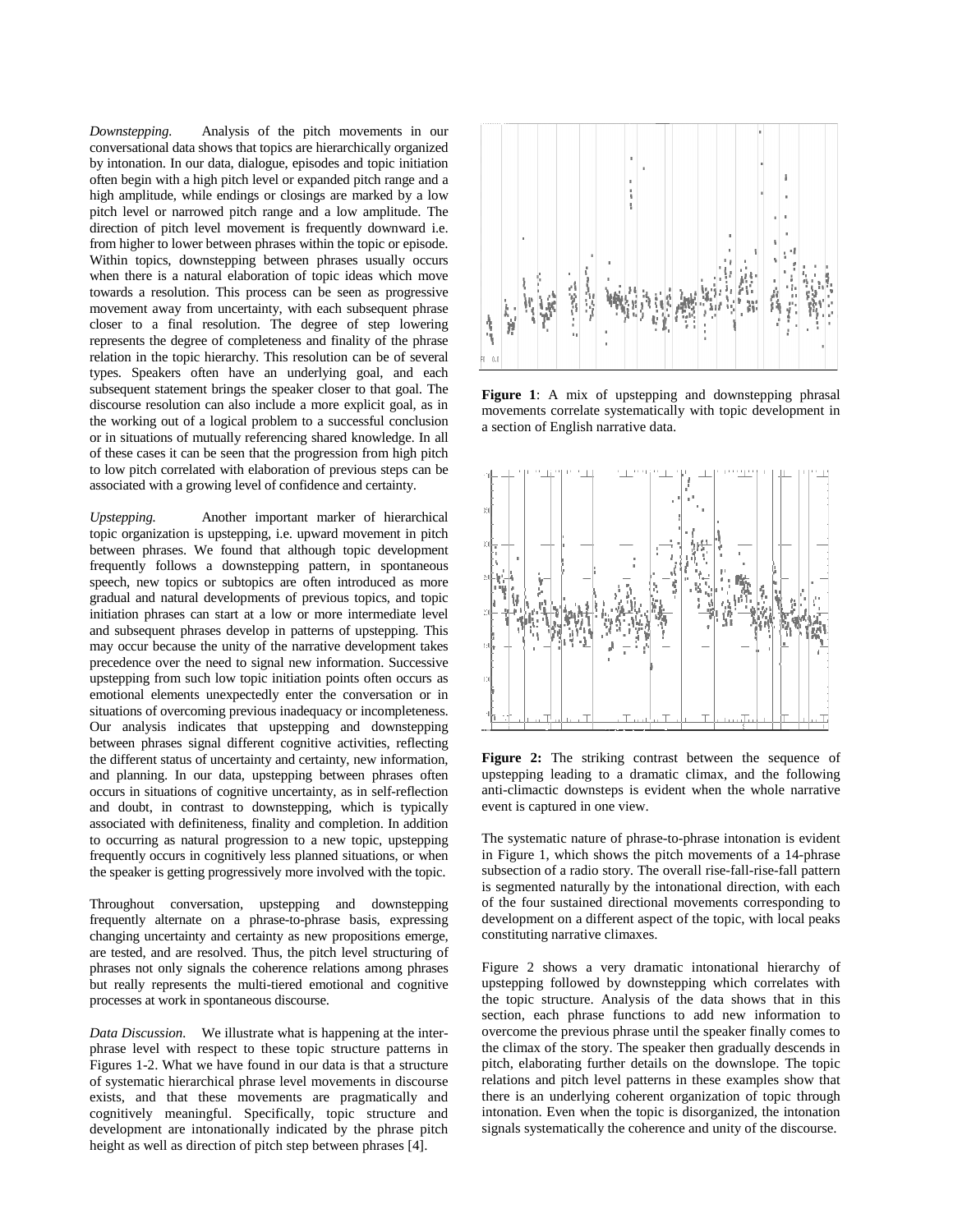*Downstepping.* Analysis of the pitch movements in our conversational data shows that topics are hierarchically organized by intonation. In our data, dialogue, episodes and topic initiation often begin with a high pitch level or expanded pitch range and a high amplitude, while endings or closings are marked by a low pitch level or narrowed pitch range and a low amplitude. The direction of pitch level movement is frequently downward i.e. from higher to lower between phrases within the topic or episode. Within topics, downstepping between phrases usually occurs when there is a natural elaboration of topic ideas which move towards a resolution. This process can be seen as progressive movement away from uncertainty, with each subsequent phrase closer to a final resolution. The degree of step lowering represents the degree of completeness and finality of the phrase relation in the topic hierarchy. This resolution can be of several types. Speakers often have an underlying goal, and each subsequent statement brings the speaker closer to that goal. The discourse resolution can also include a more explicit goal, as in the working out of a logical problem to a successful conclusion or in situations of mutually referencing shared knowledge. In all of these cases it can be seen that the progression from high pitch to low pitch correlated with elaboration of previous steps can be associated with a growing level of confidence and certainty.

*Upstepping.* Another important marker of hierarchical topic organization is upstepping, i.e. upward movement in pitch between phrases. We found that although topic development frequently follows a downstepping pattern, in spontaneous speech, new topics or subtopics are often introduced as more gradual and natural developments of previous topics, and topic initiation phrases can start at a low or more intermediate level and subsequent phrases develop in patterns of upstepping. This may occur because the unity of the narrative development takes precedence over the need to signal new information. Successive upstepping from such low topic initiation points often occurs as emotional elements unexpectedly enter the conversation or in situations of overcoming previous inadequacy or incompleteness. Our analysis indicates that upstepping and downstepping between phrases signal different cognitive activities, reflecting the different status of uncertainty and certainty, new information, and planning. In our data, upstepping between phrases often occurs in situations of cognitive uncertainty, as in self-reflection and doubt, in contrast to downstepping, which is typically associated with definiteness, finality and completion. In addition to occurring as natural progression to a new topic, upstepping frequently occurs in cognitively less planned situations, or when the speaker is getting progressively more involved with the topic.

Throughout conversation, upstepping and downstepping frequently alternate on a phrase-to-phrase basis, expressing changing uncertainty and certainty as new propositions emerge, are tested, and are resolved. Thus, the pitch level structuring of phrases not only signals the coherence relations among phrases but really represents the multi-tiered emotional and cognitive processes at work in spontaneous discourse.

*Data Discussion.* We illustrate what is happening at the inter-phrase level with respect to these topic structure patterns in Figures 1-2. What we have found in our data is that a structure of systematic hierarchical phrase level movements in discourse exists, and that these movements are pragmatically and cognitively meaningful. Specifically, topic structure and development are intonationally indicated by the phrase pitch height as well as direction of pitch step between phrases [4].

**Figure 1**: A mix of upstepping and downstepping phrasal movements correlate systematically with topic development in a section of English narrative data.

**Figure 2:** The striking contrast between the sequence of upstepping leading to a dramatic climax, and the following anti-climactic downsteps is evident when the whole narrative event is captured in one view.

The systematic nature of phrase-to-phrase intonation is evident in Figure 1, which shows the pitch movements of a 14-phrase subsection of a radio story. The overall rise-fall-rise-fall pattern is segmented naturally by the intonational direction, with each of the four sustained directional movements corresponding to development on a different aspect of the topic, with local peaks constituting narrative climaxes.

Figure 2 shows a very dramatic intonational hierarchy of upstepping followed by downstepping which correlates with the topic structure. Analysis of the data shows that in this section, each phrase functions to add new information to overcome the previous phrase until the speaker finally comes to the climax of the story. The speaker then gradually descends in pitch, elaborating further details on the downslope. The topic relations and pitch level patterns in these examples show that there is an underlying coherent organization of topic through intonation. Even when the topic is disorganized, the intonation signals systematically the coherence and unity of the discourse.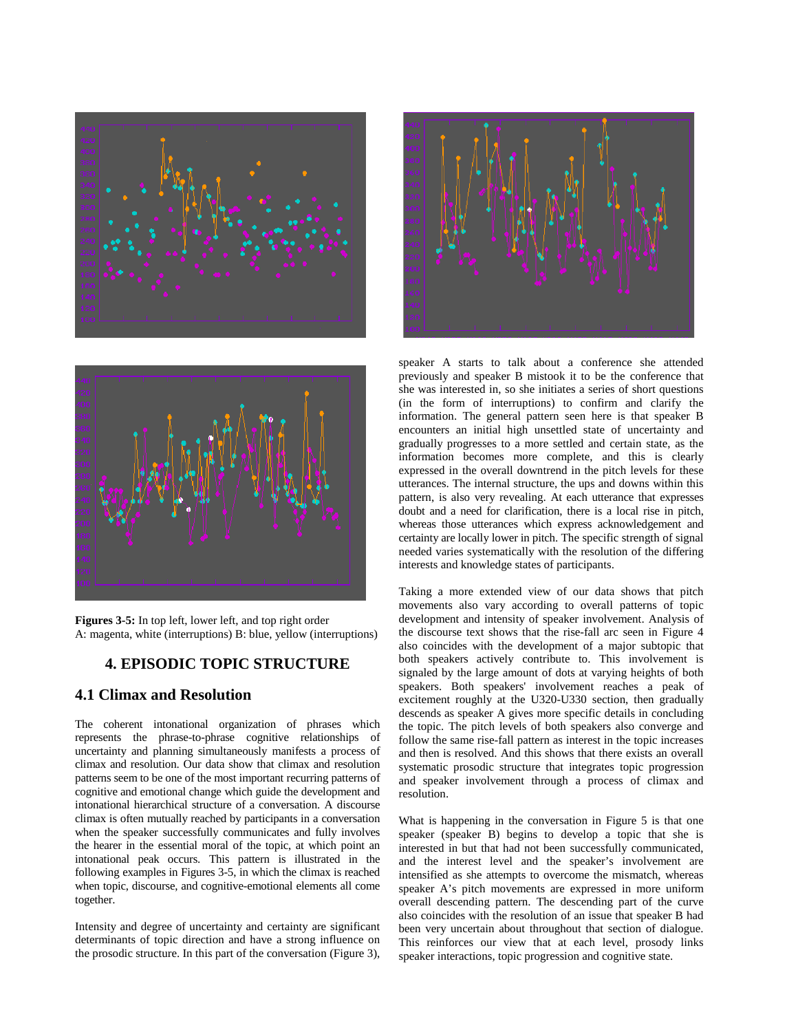**Figures 3-5:** In top left, lower left, and top right order
A: magenta, white (interruptions) B: blue, yellow (interruptions)

## 4. EPISODIC TOPIC STRUCTURE

### 4.1 Climax and Resolution

The coherent intonational organization of phrases which represents the phrase-to-phrase cognitive relationships of uncertainty and planning simultaneously manifests a process of climax and resolution. Our data show that climax and resolution patterns seem to be one of the most important recurring patterns of cognitive and emotional change which guide the development and intonational hierarchical structure of a conversation. A discourse climax is often mutually reached by participants in a conversation when the speaker successfully communicates and fully involves the hearer in the essential moral of the topic, at which point an intonational peak occurs. This pattern is illustrated in the following examples in Figures 3-5, in which the climax is reached when topic, discourse, and cognitive-emotional elements all come together.

Intensity and degree of uncertainty and certainty are significant determinants of topic direction and have a strong influence on the prosodic structure. In this part of the conversation (Figure 3), speaker A starts to talk about a conference she attended previously and speaker B mistook it to be the conference that she was interested in, so she initiates a series of short questions (in the form of interruptions) to confirm and clarify the information. The general pattern seen here is that speaker B encounters an initial high unsettled state of uncertainty and gradually progresses to a more settled and certain state, as the information becomes more complete, and this is clearly expressed in the overall downtrend in the pitch levels for these utterances. The internal structure, the ups and downs within this pattern, is also very revealing. At each utterance that expresses doubt and a need for clarification, there is a local rise in pitch, whereas those utterances which express acknowledgement and certainty are locally lower in pitch. The specific strength of signal needed varies systematically with the resolution of the differing interests and knowledge states of participants.

Taking a more extended view of our data shows that pitch movements also vary according to overall patterns of topic development and intensity of speaker involvement. Analysis of the discourse text shows that the rise-fall arc seen in Figure 4 also coincides with the development of a major subtopic that both speakers actively contribute to. This involvement is signaled by the large amount of dots at varying heights of both speakers. Both speakers' involvement reaches a peak of excitement roughly at the U320-U330 section, then gradually descends as speaker A gives more specific details in concluding the topic. The pitch levels of both speakers also converge and follow the same rise-fall pattern as interest in the topic increases and then is resolved. And this shows that there exists an overall systematic prosodic structure that integrates topic progression and speaker involvement through a process of climax and resolution.

What is happening in the conversation in Figure 5 is that one speaker (speaker B) begins to develop a topic that she is interested in but that had not been successfully communicated, and the interest level and the speaker's involvement are intensified as she attempts to overcome the mismatch, whereas speaker A's pitch movements are expressed in more uniform overall descending pattern. The descending part of the curve also coincides with the resolution of an issue that speaker B had been very uncertain about throughout that section of dialogue. This reinforces our view that at each level, prosody links speaker interactions, topic progression and cognitive state.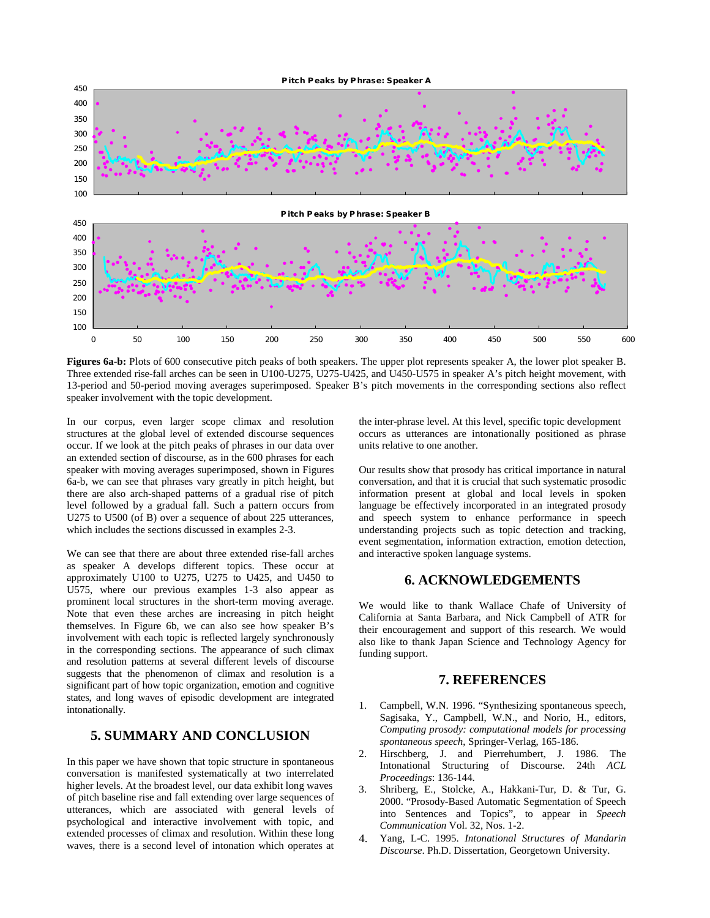Pitch Peaks by Phrase: Speaker A

450
400
350
300
250
200
150
100

Pitch Peaks by Phrase: Speaker B

450
400
350
300
250
200
150
100

0 50 100 150 200 250 300 350 400 450 500 550 600

**Figures 6a-b:** Plots of 600 consecutive pitch peaks of both speakers. The upper plot represents speaker A, the lower plot speaker B. Three extended rise-fall arches can be seen in U100-U275, U275-U425, and U450-U575 in speaker A's pitch height movement, with 13-period and 50-period moving averages superimposed. Speaker B's pitch movements in the corresponding sections also reflect speaker involvement with the topic development.

In our corpus, even larger scope climax and resolution structures at the global level of extended discourse sequences occur. If we look at the pitch peaks of phrases in our data over an extended section of discourse, as in the 600 phrases for each speaker with moving averages superimposed, shown in Figures 6a-b, we can see that phrases vary greatly in pitch height, but there are also arch-shaped patterns of a gradual rise of pitch level followed by a gradual fall. Such a pattern occurs from U275 to U500 (of B) over a sequence of about 225 utterances, which includes the sections discussed in examples 2-3.

We can see that there are about three extended rise-fall arches as speaker A develops different topics. These occur at approximately U100 to U275, U275 to U425, and U450 to U575, where our previous examples 1-3 also appear as prominent local structures in the short-term moving average. Note that even these arches are increasing in pitch height themselves. In Figure 6b, we can also see how speaker B's involvement with each topic is reflected largely synchronously in the corresponding sections. The appearance of such climax and resolution patterns at several different levels of discourse suggests that the phenomenon of climax and resolution is a significant part of how topic organization, emotion and cognitive states, and long waves of episodic development are integrated intonationally.

## 5. SUMMARY AND CONCLUSION

In this paper we have shown that topic structure in spontaneous conversation is manifested systematically at two interrelated higher levels. At the broadest level, our data exhibit long waves of pitch baseline rise and fall extending over large sequences of utterances, which are associated with general levels of psychological and interactive involvement with topic, and extended processes of climax and resolution. Within these long waves, there is a second level of intonation which operates at the inter-phrase level. At this level, specific topic development occurs as utterances are intonationally positioned as phrase units relative to one another.

Our results show that prosody has critical importance in natural conversation, and that it is crucial that such systematic prosodic information present at global and local levels in spoken language be effectively incorporated in an integrated prosody and speech system to enhance performance in speech understanding projects such as topic detection and tracking, event segmentation, information extraction, emotion detection, and interactive spoken language systems.

## 6. ACKNOWLEDGEMENTS

We would like to thank Wallace Chafe of University of California at Santa Barbara, and Nick Campbell of ATR for their encouragement and support of this research. We would also like to thank Japan Science and Technology Agency for funding support.

## 7. REFERENCES

1. Campbell, W.N. 1996. "Synthesizing spontaneous speech, Sagisaka, Y., Campbell, W.N., and Norio, H., editors, *Computing prosody: computational models for processing spontaneous speech*, Springer-Verlag, 165-186.
2. Hirschberg, J. and Pierrehumbert, J. 1986. The Intonational Structuring of Discourse. 24th *ACL Proceedings*: 136-144.
3. Shriberg, E., Stolcke, A., Hakkani-Tur, D. & Tur, G. 2000. "Prosody-Based Automatic Segmentation of Speech into Sentences and Topics", to appear in *Speech Communication* Vol. 32, Nos. 1-2.
4. Yang, L-C. 1995. *Intonational Structures of Mandarin Discourse*. Ph.D. Dissertation, Georgetown University.